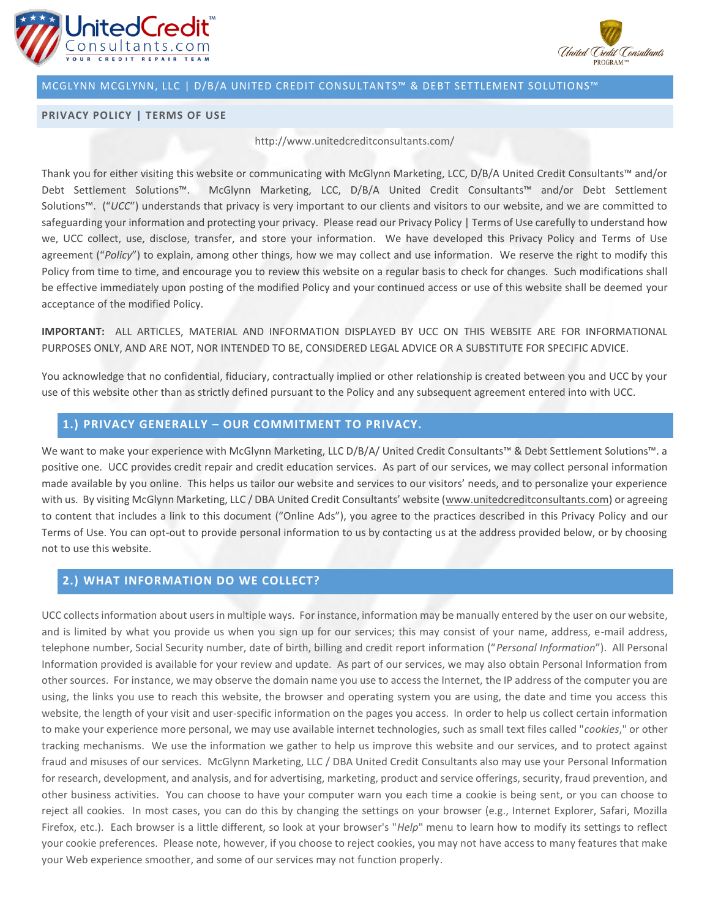MCGLYNN MCGLYNN, LLC | D/B/A UNITED CREDIT CONSULTANTS™ & DEBT SETTLEMENT SOLUTIONS™

## PRIVACY POLICY | TERMS OF USE

http://www.unitedcreditconsultants.com/

Thank you for either visiting this website or communicating with McGlynn Marketing, LCC, D/B/A United Credit Consultants™ and/or Debt Settlement Solutions™. McGlynn Marketing, LCC, D/B/A United Credit Consultants™ and/or Debt Settlement Solutions™. (“*UCC*”) understands that privacy is very important to our clients and visitors to our website, and we are committed to safeguarding your information and protecting your privacy. Please read our Privacy Policy | Terms of Use carefully to understand how we, UCC collect, use, disclose, transfer, and store your information. We have developed this Privacy Policy and Terms of Use agreement (“*Policy*”) to explain, among other things, how we may collect and use information. We reserve the right to modify this Policy from time to time, and encourage you to review this website on a regular basis to check for changes. Such modifications shall be effective immediately upon posting of the modified Policy and your continued access or use of this website shall be deemed your acceptance of the modified Policy.

**IMPORTANT:** ALL ARTICLES, MATERIAL AND INFORMATION DISPLAYED BY UCC ON THIS WEBSITE ARE FOR INFORMATIONAL PURPOSES ONLY, AND ARE NOT, NOR INTENDED TO BE, CONSIDERED LEGAL ADVICE OR A SUBSTITUTE FOR SPECIFIC ADVICE.

You acknowledge that no confidential, fiduciary, contractually implied or other relationship is created between you and UCC by your use of this website other than as strictly defined pursuant to the Policy and any subsequent agreement entered into with UCC.

### 1.) PRIVACY GENERALLY – OUR COMMITMENT TO PRIVACY.

We want to make your experience with McGlynn Marketing, LLC D/B/A/ United Credit Consultants™ & Debt Settlement Solutions™. a positive one. UCC provides credit repair and credit education services. As part of our services, we may collect personal information made available by you online. This helps us tailor our website and services to our visitors’ needs, and to personalize your experience with us. By visiting McGlynn Marketing, LLC / DBA United Credit Consultants’ website (www.unitedcreditconsultants.com) or agreeing to content that includes a link to this document (“Online Ads”), you agree to the practices described in this Privacy Policy and our Terms of Use. You can opt-out to provide personal information to us by contacting us at the address provided below, or by choosing not to use this website.

### 2.) WHAT INFORMATION DO WE COLLECT?

UCC collects information about users in multiple ways. For instance, information may be manually entered by the user on our website, and is limited by what you provide us when you sign up for our services; this may consist of your name, address, e-mail address, telephone number, Social Security number, date of birth, billing and credit report information (“*Personal Information*”). All Personal Information provided is available for your review and update. As part of our services, we may also obtain Personal Information from other sources. For instance, we may observe the domain name you use to access the Internet, the IP address of the computer you are using, the links you use to reach this website, the browser and operating system you are using, the date and time you access this website, the length of your visit and user-specific information on the pages you access. In order to help us collect certain information to make your experience more personal, we may use available internet technologies, such as small text files called "*cookies*," or other tracking mechanisms. We use the information we gather to help us improve this website and our services, and to protect against fraud and misuses of our services. McGlynn Marketing, LLC / DBA United Credit Consultants also may use your Personal Information for research, development, and analysis, and for advertising, marketing, product and service offerings, security, fraud prevention, and other business activities. You can choose to have your computer warn you each time a cookie is being sent, or you can choose to reject all cookies. In most cases, you can do this by changing the settings on your browser (e.g., Internet Explorer, Safari, Mozilla Firefox, etc.). Each browser is a little different, so look at your browser's "*Help*" menu to learn how to modify its settings to reflect your cookie preferences. Please note, however, if you choose to reject cookies, you may not have access to many features that make your Web experience smoother, and some of our services may not function properly.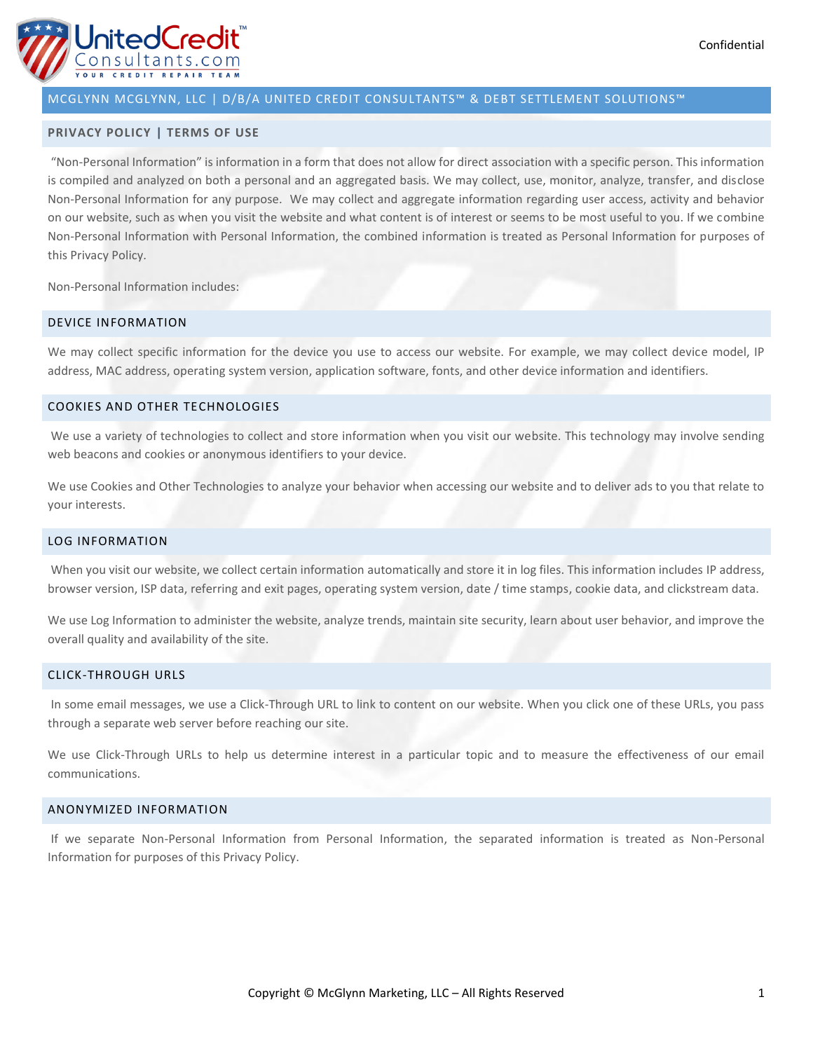## MCGLYNN MCGLYNN, LLC | D/B/A UNITED CREDIT CONSULTANTS™ & DEBT SETTLEMENT SOLUTIONS™

### PRIVACY POLICY | TERMS OF USE

"Non-Personal Information" is information in a form that does not allow for direct association with a specific person. This information is compiled and analyzed on both a personal and an aggregated basis. We may collect, use, monitor, analyze, transfer, and disclose Non-Personal Information for any purpose. We may collect and aggregate information regarding user access, activity and behavior on our website, such as when you visit the website and what content is of interest or seems to be most useful to you. If we combine Non-Personal Information with Personal Information, the combined information is treated as Personal Information for purposes of this Privacy Policy.

Non-Personal Information includes:

### DEVICE INFORMATION

We may collect specific information for the device you use to access our website. For example, we may collect device model, IP address, MAC address, operating system version, application software, fonts, and other device information and identifiers.

### COOKIES AND OTHER TECHNOLOGIES

We use a variety of technologies to collect and store information when you visit our website. This technology may involve sending web beacons and cookies or anonymous identifiers to your device.

We use Cookies and Other Technologies to analyze your behavior when accessing our website and to deliver ads to you that relate to your interests.

### LOG INFORMATION

When you visit our website, we collect certain information automatically and store it in log files. This information includes IP address, browser version, ISP data, referring and exit pages, operating system version, date / time stamps, cookie data, and clickstream data.

We use Log Information to administer the website, analyze trends, maintain site security, learn about user behavior, and improve the overall quality and availability of the site.

### CLICK-THROUGH URLS

In some email messages, we use a Click-Through URL to link to content on our website. When you click one of these URLs, you pass through a separate web server before reaching our site.

We use Click-Through URLs to help us determine interest in a particular topic and to measure the effectiveness of our email communications.

### ANONYMIZED INFORMATION

If we separate Non-Personal Information from Personal Information, the separated information is treated as Non-Personal Information for purposes of this Privacy Policy.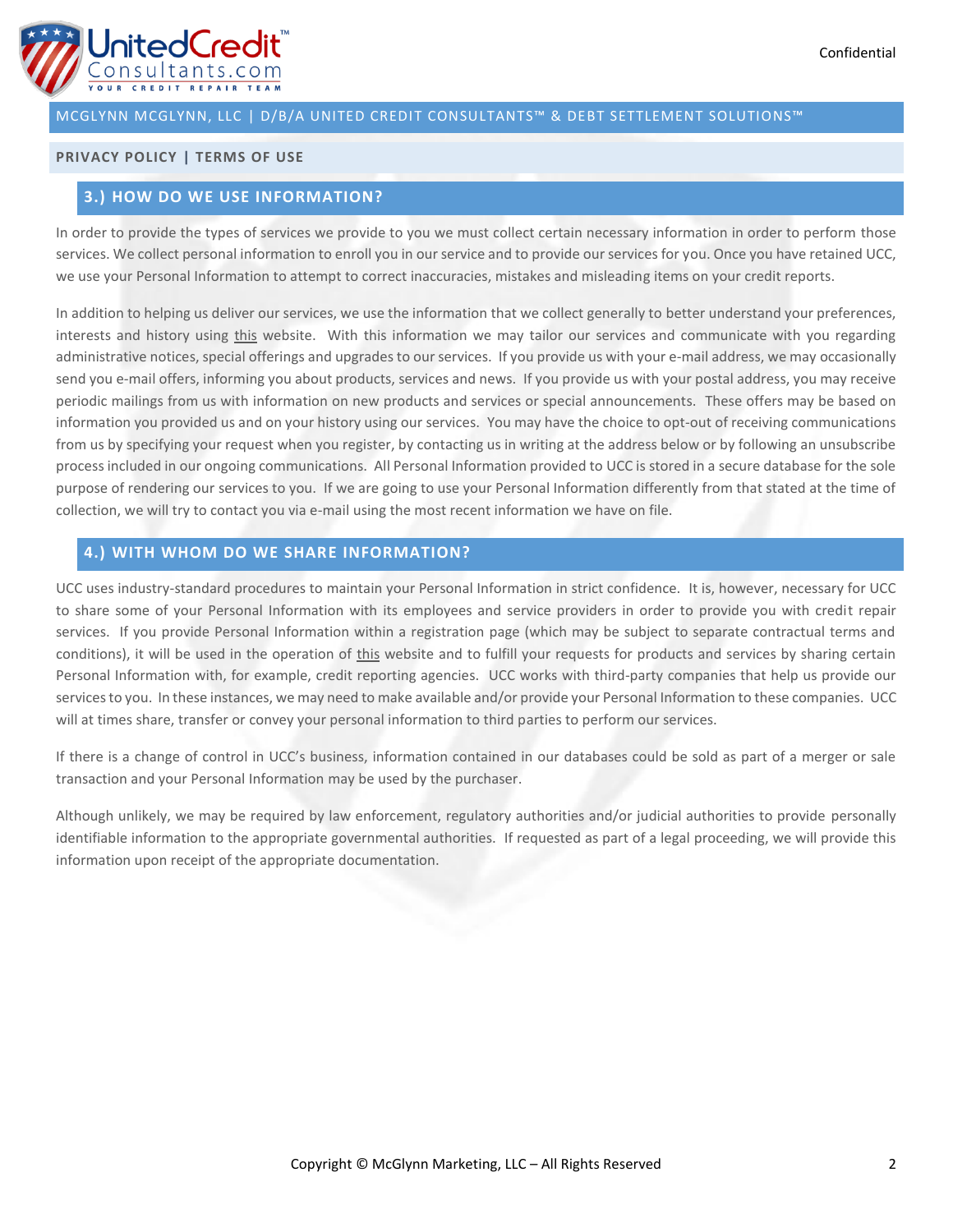## 3.) HOW DO WE USE INFORMATION?

In order to provide the types of services we provide to you we must collect certain necessary information in order to perform those services. We collect personal information to enroll you in our service and to provide our services for you. Once you have retained UCC, we use your Personal Information to attempt to correct inaccuracies, mistakes and misleading items on your credit reports.

In addition to helping us deliver our services, we use the information that we collect generally to better understand your preferences, interests and history using this website. With this information we may tailor our services and communicate with you regarding administrative notices, special offerings and upgrades to our services. If you provide us with your e-mail address, we may occasionally send you e-mail offers, informing you about products, services and news. If you provide us with your postal address, you may receive periodic mailings from us with information on new products and services or special announcements. These offers may be based on information you provided us and on your history using our services. You may have the choice to opt-out of receiving communications from us by specifying your request when you register, by contacting us in writing at the address below or by following an unsubscribe process included in our ongoing communications. All Personal Information provided to UCC is stored in a secure database for the sole purpose of rendering our services to you. If we are going to use your Personal Information differently from that stated at the time of collection, we will try to contact you via e-mail using the most recent information we have on file.

## 4.) WITH WHOM DO WE SHARE INFORMATION?

UCC uses industry-standard procedures to maintain your Personal Information in strict confidence. It is, however, necessary for UCC to share some of your Personal Information with its employees and service providers in order to provide you with credit repair services. If you provide Personal Information within a registration page (which may be subject to separate contractual terms and conditions), it will be used in the operation of this website and to fulfill your requests for products and services by sharing certain Personal Information with, for example, credit reporting agencies. UCC works with third-party companies that help us provide our services to you. In these instances, we may need to make available and/or provide your Personal Information to these companies. UCC will at times share, transfer or convey your personal information to third parties to perform our services.

If there is a change of control in UCC's business, information contained in our databases could be sold as part of a merger or sale transaction and your Personal Information may be used by the purchaser.

Although unlikely, we may be required by law enforcement, regulatory authorities and/or judicial authorities to provide personally identifiable information to the appropriate governmental authorities. If requested as part of a legal proceeding, we will provide this information upon receipt of the appropriate documentation.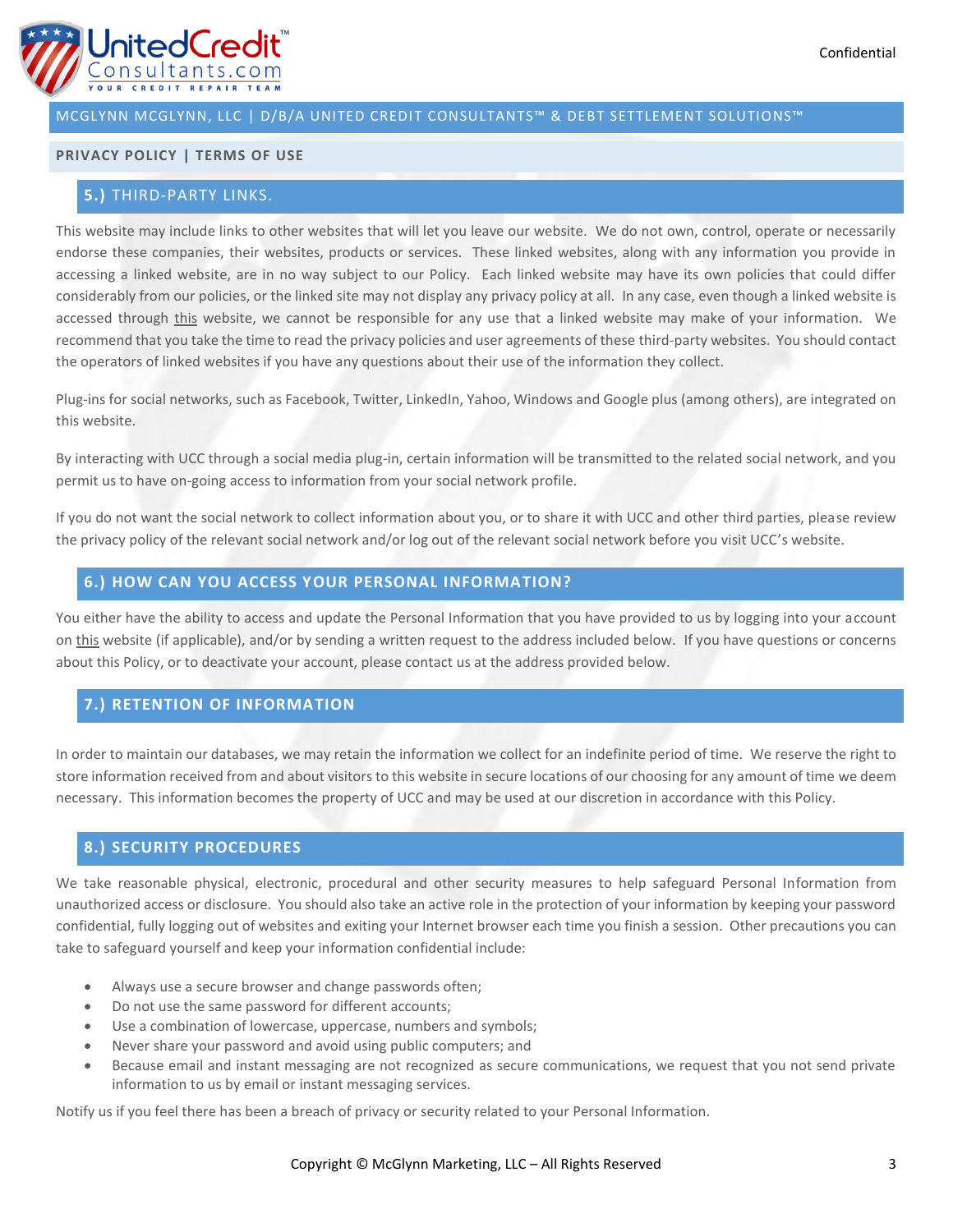## 5.) THIRD-PARTY LINKS.

This website may include links to other websites that will let you leave our website. We do not own, control, operate or necessarily endorse these companies, their websites, products or services. These linked websites, along with any information you provide in accessing a linked website, are in no way subject to our Policy. Each linked website may have its own policies that could differ considerably from our policies, or the linked site may not display any privacy policy at all. In any case, even though a linked website is accessed through this website, we cannot be responsible for any use that a linked website may make of your information. We recommend that you take the time to read the privacy policies and user agreements of these third-party websites. You should contact the operators of linked websites if you have any questions about their use of the information they collect.

Plug-ins for social networks, such as Facebook, Twitter, LinkedIn, Yahoo, Windows and Google plus (among others), are integrated on this website.

By interacting with UCC through a social media plug-in, certain information will be transmitted to the related social network, and you permit us to have on-going access to information from your social network profile.

If you do not want the social network to collect information about you, or to share it with UCC and other third parties, please review the privacy policy of the relevant social network and/or log out of the relevant social network before you visit UCC's website.

## 6.) HOW CAN YOU ACCESS YOUR PERSONAL INFORMATION?

You either have the ability to access and update the Personal Information that you have provided to us by logging into your account on this website (if applicable), and/or by sending a written request to the address included below. If you have questions or concerns about this Policy, or to deactivate your account, please contact us at the address provided below.

## 7.) RETENTION OF INFORMATION

In order to maintain our databases, we may retain the information we collect for an indefinite period of time. We reserve the right to store information received from and about visitors to this website in secure locations of our choosing for any amount of time we deem necessary. This information becomes the property of UCC and may be used at our discretion in accordance with this Policy.

## 8.) SECURITY PROCEDURES

We take reasonable physical, electronic, procedural and other security measures to help safeguard Personal Information from unauthorized access or disclosure. You should also take an active role in the protection of your information by keeping your password confidential, fully logging out of websites and exiting your Internet browser each time you finish a session. Other precautions you can take to safeguard yourself and keep your information confidential include:

- Always use a secure browser and change passwords often;
- Do not use the same password for different accounts;
- Use a combination of lowercase, uppercase, numbers and symbols;
- Never share your password and avoid using public computers; and
- Because email and instant messaging are not recognized as secure communications, we request that you not send private information to us by email or instant messaging services.

Notify us if you feel there has been a breach of privacy or security related to your Personal Information.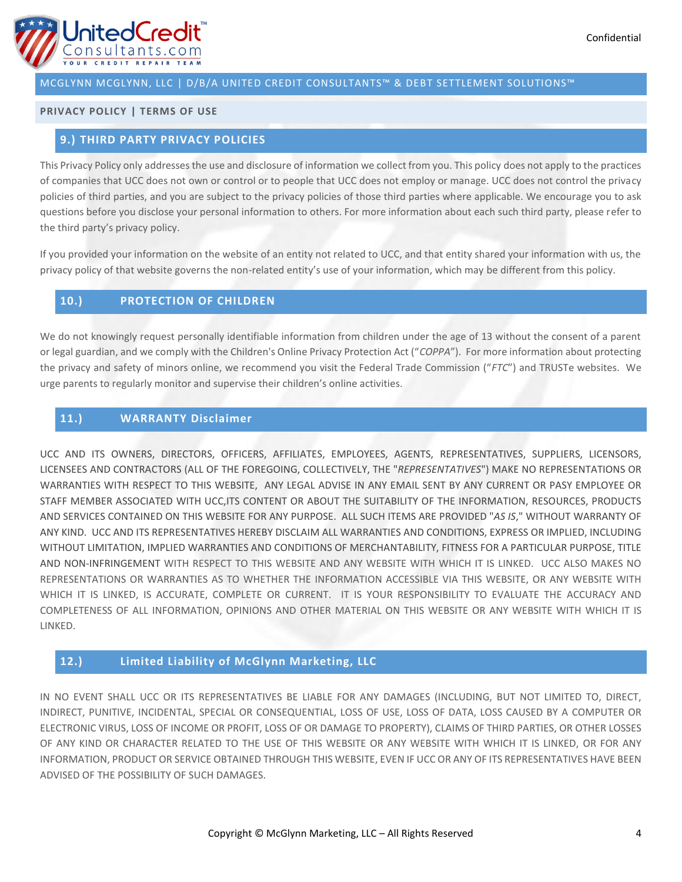## 9.) THIRD PARTY PRIVACY POLICIES

This Privacy Policy only addresses the use and disclosure of information we collect from you. This policy does not apply to the practices of companies that UCC does not own or control or to people that UCC does not employ or manage. UCC does not control the privacy policies of third parties, and you are subject to the privacy policies of those third parties where applicable. We encourage you to ask questions before you disclose your personal information to others. For more information about each such third party, please refer to the third party's privacy policy.

If you provided your information on the website of an entity not related to UCC, and that entity shared your information with us, the privacy policy of that website governs the non-related entity's use of your information, which may be different from this policy.

## 10.) PROTECTION OF CHILDREN

We do not knowingly request personally identifiable information from children under the age of 13 without the consent of a parent or legal guardian, and we comply with the Children's Online Privacy Protection Act ("*COPPA*"). For more information about protecting the privacy and safety of minors online, we recommend you visit the Federal Trade Commission ("*FTC*") and TRUSTe websites. We urge parents to regularly monitor and supervise their children's online activities.

## 11.) WARRANTY Disclaimer

UCC AND ITS OWNERS, DIRECTORS, OFFICERS, AFFILIATES, EMPLOYEES, AGENTS, REPRESENTATIVES, SUPPLIERS, LICENSORS, LICENSEES AND CONTRACTORS (ALL OF THE FOREGOING, COLLECTIVELY, THE "*REPRESENTATIVES*") MAKE NO REPRESENTATIONS OR WARRANTIES WITH RESPECT TO THIS WEBSITE, ANY LEGAL ADVISE IN ANY EMAIL SENT BY ANY CURRENT OR PASY EMPLOYEE OR STAFF MEMBER ASSOCIATED WITH UCC,ITS CONTENT OR ABOUT THE SUITABILITY OF THE INFORMATION, RESOURCES, PRODUCTS AND SERVICES CONTAINED ON THIS WEBSITE FOR ANY PURPOSE. ALL SUCH ITEMS ARE PROVIDED "*AS IS*," WITHOUT WARRANTY OF ANY KIND. UCC AND ITS REPRESENTATIVES HEREBY DISCLAIM ALL WARRANTIES AND CONDITIONS, EXPRESS OR IMPLIED, INCLUDING WITHOUT LIMITATION, IMPLIED WARRANTIES AND CONDITIONS OF MERCHANTABILITY, FITNESS FOR A PARTICULAR PURPOSE, TITLE AND NON-INFRINGEMENT WITH RESPECT TO THIS WEBSITE AND ANY WEBSITE WITH WHICH IT IS LINKED. UCC ALSO MAKES NO REPRESENTATIONS OR WARRANTIES AS TO WHETHER THE INFORMATION ACCESSIBLE VIA THIS WEBSITE, OR ANY WEBSITE WITH WHICH IT IS LINKED, IS ACCURATE, COMPLETE OR CURRENT. IT IS YOUR RESPONSIBILITY TO EVALUATE THE ACCURACY AND COMPLETENESS OF ALL INFORMATION, OPINIONS AND OTHER MATERIAL ON THIS WEBSITE OR ANY WEBSITE WITH WHICH IT IS LINKED.

## 12.) Limited Liability of McGlynn Marketing, LLC

IN NO EVENT SHALL UCC OR ITS REPRESENTATIVES BE LIABLE FOR ANY DAMAGES (INCLUDING, BUT NOT LIMITED TO, DIRECT, INDIRECT, PUNITIVE, INCIDENTAL, SPECIAL OR CONSEQUENTIAL, LOSS OF USE, LOSS OF DATA, LOSS CAUSED BY A COMPUTER OR ELECTRONIC VIRUS, LOSS OF INCOME OR PROFIT, LOSS OF OR DAMAGE TO PROPERTY), CLAIMS OF THIRD PARTIES, OR OTHER LOSSES OF ANY KIND OR CHARACTER RELATED TO THE USE OF THIS WEBSITE OR ANY WEBSITE WITH WHICH IT IS LINKED, OR FOR ANY INFORMATION, PRODUCT OR SERVICE OBTAINED THROUGH THIS WEBSITE, EVEN IF UCC OR ANY OF ITS REPRESENTATIVES HAVE BEEN ADVISED OF THE POSSIBILITY OF SUCH DAMAGES.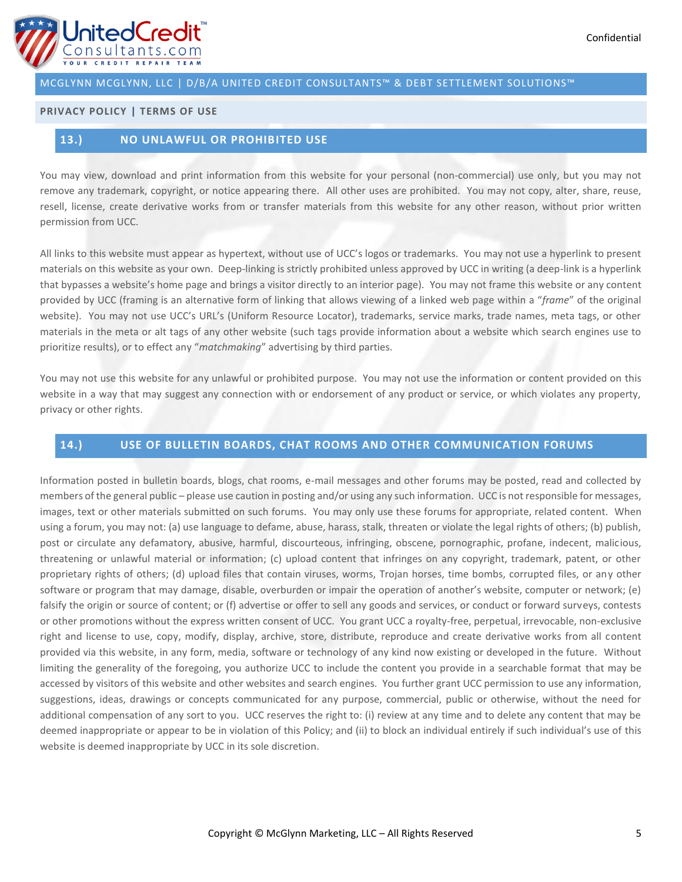## 13.) NO UNLAWFUL OR PROHIBITED USE

You may view, download and print information from this website for your personal (non-commercial) use only, but you may not remove any trademark, copyright, or notice appearing there. All other uses are prohibited. You may not copy, alter, share, reuse, resell, license, create derivative works from or transfer materials from this website for any other reason, without prior written permission from UCC.

All links to this website must appear as hypertext, without use of UCC's logos or trademarks. You may not use a hyperlink to present materials on this website as your own. Deep-linking is strictly prohibited unless approved by UCC in writing (a deep-link is a hyperlink that bypasses a website's home page and brings a visitor directly to an interior page). You may not frame this website or any content provided by UCC (framing is an alternative form of linking that allows viewing of a linked web page within a "*frame*" of the original website). You may not use UCC's URL's (Uniform Resource Locator), trademarks, service marks, trade names, meta tags, or other materials in the meta or alt tags of any other website (such tags provide information about a website which search engines use to prioritize results), or to effect any "*matchmaking*" advertising by third parties.

You may not use this website for any unlawful or prohibited purpose. You may not use the information or content provided on this website in a way that may suggest any connection with or endorsement of any product or service, or which violates any property, privacy or other rights.

## 14.) USE OF BULLETIN BOARDS, CHAT ROOMS AND OTHER COMMUNICATION FORUMS

Information posted in bulletin boards, blogs, chat rooms, e-mail messages and other forums may be posted, read and collected by members of the general public – please use caution in posting and/or using any such information. UCC is not responsible for messages, images, text or other materials submitted on such forums. You may only use these forums for appropriate, related content. When using a forum, you may not: (a) use language to defame, abuse, harass, stalk, threaten or violate the legal rights of others; (b) publish, post or circulate any defamatory, abusive, harmful, discourteous, infringing, obscene, pornographic, profane, indecent, malicious, threatening or unlawful material or information; (c) upload content that infringes on any copyright, trademark, patent, or other proprietary rights of others; (d) upload files that contain viruses, worms, Trojan horses, time bombs, corrupted files, or any other software or program that may damage, disable, overburden or impair the operation of another's website, computer or network; (e) falsify the origin or source of content; or (f) advertise or offer to sell any goods and services, or conduct or forward surveys, contests or other promotions without the express written consent of UCC. You grant UCC a royalty-free, perpetual, irrevocable, non-exclusive right and license to use, copy, modify, display, archive, store, distribute, reproduce and create derivative works from all content provided via this website, in any form, media, software or technology of any kind now existing or developed in the future. Without limiting the generality of the foregoing, you authorize UCC to include the content you provide in a searchable format that may be accessed by visitors of this website and other websites and search engines. You further grant UCC permission to use any information, suggestions, ideas, drawings or concepts communicated for any purpose, commercial, public or otherwise, without the need for additional compensation of any sort to you. UCC reserves the right to: (i) review at any time and to delete any content that may be deemed inappropriate or appear to be in violation of this Policy; and (ii) to block an individual entirely if such individual's use of this website is deemed inappropriate by UCC in its sole discretion.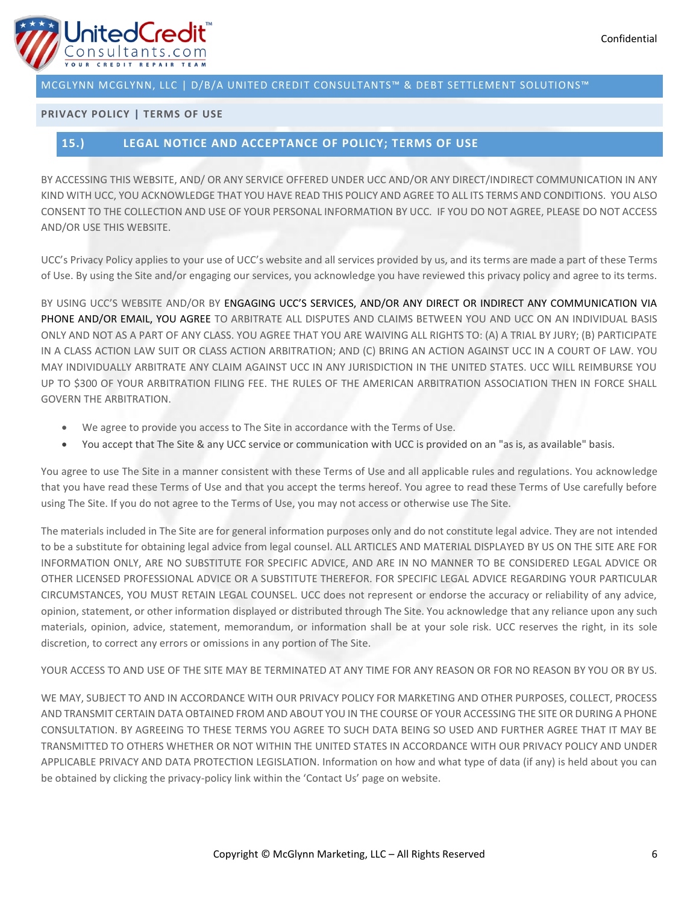MCGLYNN MCGLYNN, LLC | D/B/A UNITED CREDIT CONSULTANTS™ & DEBT SETTLEMENT SOLUTIONS™

PRIVACY POLICY | TERMS OF USE

## 15.) LEGAL NOTICE AND ACCEPTANCE OF POLICY; TERMS OF USE

BY ACCESSING THIS WEBSITE, AND/ OR ANY SERVICE OFFERED UNDER UCC AND/OR ANY DIRECT/INDIRECT COMMUNICATION IN ANY KIND WITH UCC, YOU ACKNOWLEDGE THAT YOU HAVE READ THIS POLICY AND AGREE TO ALL ITS TERMS AND CONDITIONS. YOU ALSO CONSENT TO THE COLLECTION AND USE OF YOUR PERSONAL INFORMATION BY UCC. IF YOU DO NOT AGREE, PLEASE DO NOT ACCESS AND/OR USE THIS WEBSITE.

UCC's Privacy Policy applies to your use of UCC's website and all services provided by us, and its terms are made a part of these Terms of Use. By using the Site and/or engaging our services, you acknowledge you have reviewed this privacy policy and agree to its terms.

BY USING UCC'S WEBSITE AND/OR BY ENGAGING UCC'S SERVICES, AND/OR ANY DIRECT OR INDIRECT ANY COMMUNICATION VIA PHONE AND/OR EMAIL, YOU AGREE TO ARBITRATE ALL DISPUTES AND CLAIMS BETWEEN YOU AND UCC ON AN INDIVIDUAL BASIS ONLY AND NOT AS A PART OF ANY CLASS. YOU AGREE THAT YOU ARE WAIVING ALL RIGHTS TO: (A) A TRIAL BY JURY; (B) PARTICIPATE IN A CLASS ACTION LAW SUIT OR CLASS ACTION ARBITRATION; AND (C) BRING AN ACTION AGAINST UCC IN A COURT OF LAW. YOU MAY INDIVIDUALLY ARBITRATE ANY CLAIM AGAINST UCC IN ANY JURISDICTION IN THE UNITED STATES. UCC WILL REIMBURSE YOU UP TO $300 OF YOUR ARBITRATION FILING FEE. THE RULES OF THE AMERICAN ARBITRATION ASSOCIATION THEN IN FORCE SHALL GOVERN THE ARBITRATION.

- We agree to provide you access to The Site in accordance with the Terms of Use.
- You accept that The Site & any UCC service or communication with UCC is provided on an "as is, as available" basis.

You agree to use The Site in a manner consistent with these Terms of Use and all applicable rules and regulations. You acknowledge that you have read these Terms of Use and that you accept the terms hereof. You agree to read these Terms of Use carefully before using The Site. If you do not agree to the Terms of Use, you may not access or otherwise use The Site.

The materials included in The Site are for general information purposes only and do not constitute legal advice. They are not intended to be a substitute for obtaining legal advice from legal counsel. ALL ARTICLES AND MATERIAL DISPLAYED BY US ON THE SITE ARE FOR INFORMATION ONLY, ARE NO SUBSTITUTE FOR SPECIFIC ADVICE, AND ARE IN NO MANNER TO BE CONSIDERED LEGAL ADVICE OR OTHER LICENSED PROFESSIONAL ADVICE OR A SUBSTITUTE THEREFOR. FOR SPECIFIC LEGAL ADVICE REGARDING YOUR PARTICULAR CIRCUMSTANCES, YOU MUST RETAIN LEGAL COUNSEL. UCC does not represent or endorse the accuracy or reliability of any advice, opinion, statement, or other information displayed or distributed through The Site. You acknowledge that any reliance upon any such materials, opinion, advice, statement, memorandum, or information shall be at your sole risk. UCC reserves the right, in its sole discretion, to correct any errors or omissions in any portion of The Site.

YOUR ACCESS TO AND USE OF THE SITE MAY BE TERMINATED AT ANY TIME FOR ANY REASON OR FOR NO REASON BY YOU OR BY US.

WE MAY, SUBJECT TO AND IN ACCORDANCE WITH OUR PRIVACY POLICY FOR MARKETING AND OTHER PURPOSES, COLLECT, PROCESS AND TRANSMIT CERTAIN DATA OBTAINED FROM AND ABOUT YOU IN THE COURSE OF YOUR ACCESSING THE SITE OR DURING A PHONE CONSULTATION. BY AGREEING TO THESE TERMS YOU AGREE TO SUCH DATA BEING SO USED AND FURTHER AGREE THAT IT MAY BE TRANSMITTED TO OTHERS WHETHER OR NOT WITHIN THE UNITED STATES IN ACCORDANCE WITH OUR PRIVACY POLICY AND UNDER APPLICABLE PRIVACY AND DATA PROTECTION LEGISLATION. Information on how and what type of data (if any) is held about you can be obtained by clicking the privacy-policy link within the 'Contact Us' page on website.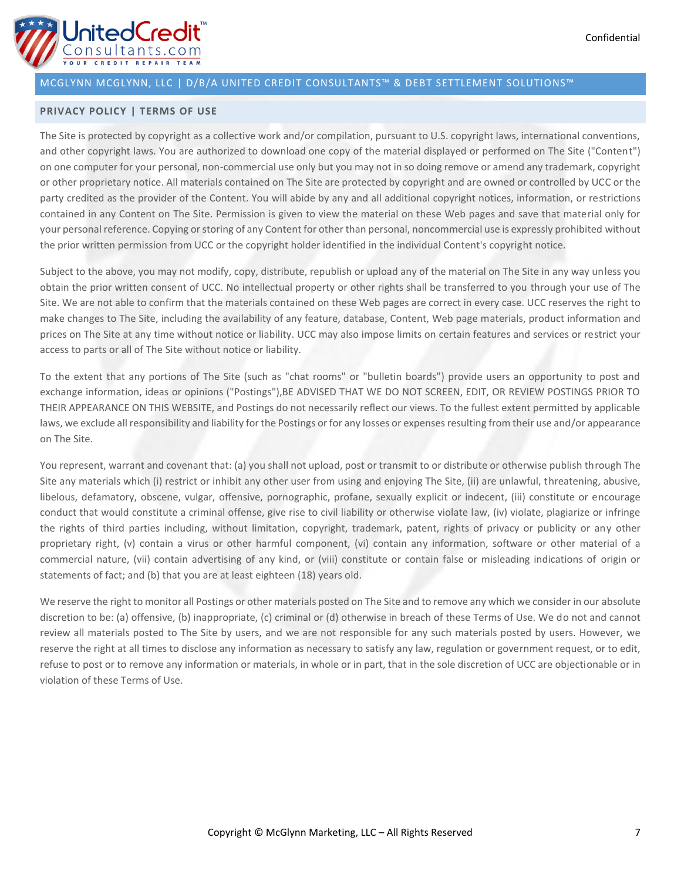## PRIVACY POLICY | TERMS OF USE

The Site is protected by copyright as a collective work and/or compilation, pursuant to U.S. copyright laws, international conventions, and other copyright laws. You are authorized to download one copy of the material displayed or performed on The Site ("Content") on one computer for your personal, non-commercial use only but you may not in so doing remove or amend any trademark, copyright or other proprietary notice. All materials contained on The Site are protected by copyright and are owned or controlled by UCC or the party credited as the provider of the Content. You will abide by any and all additional copyright notices, information, or restrictions contained in any Content on The Site. Permission is given to view the material on these Web pages and save that material only for your personal reference. Copying or storing of any Content for other than personal, noncommercial use is expressly prohibited without the prior written permission from UCC or the copyright holder identified in the individual Content's copyright notice.

Subject to the above, you may not modify, copy, distribute, republish or upload any of the material on The Site in any way unless you obtain the prior written consent of UCC. No intellectual property or other rights shall be transferred to you through your use of The Site. We are not able to confirm that the materials contained on these Web pages are correct in every case. UCC reserves the right to make changes to The Site, including the availability of any feature, database, Content, Web page materials, product information and prices on The Site at any time without notice or liability. UCC may also impose limits on certain features and services or restrict your access to parts or all of The Site without notice or liability.

To the extent that any portions of The Site (such as "chat rooms" or "bulletin boards") provide users an opportunity to post and exchange information, ideas or opinions ("Postings"),BE ADVISED THAT WE DO NOT SCREEN, EDIT, OR REVIEW POSTINGS PRIOR TO THEIR APPEARANCE ON THIS WEBSITE, and Postings do not necessarily reflect our views. To the fullest extent permitted by applicable laws, we exclude all responsibility and liability for the Postings or for any losses or expenses resulting from their use and/or appearance on The Site.

You represent, warrant and covenant that: (a) you shall not upload, post or transmit to or distribute or otherwise publish through The Site any materials which (i) restrict or inhibit any other user from using and enjoying The Site, (ii) are unlawful, threatening, abusive, libelous, defamatory, obscene, vulgar, offensive, pornographic, profane, sexually explicit or indecent, (iii) constitute or encourage conduct that would constitute a criminal offense, give rise to civil liability or otherwise violate law, (iv) violate, plagiarize or infringe the rights of third parties including, without limitation, copyright, trademark, patent, rights of privacy or publicity or any other proprietary right, (v) contain a virus or other harmful component, (vi) contain any information, software or other material of a commercial nature, (vii) contain advertising of any kind, or (viii) constitute or contain false or misleading indications of origin or statements of fact; and (b) that you are at least eighteen (18) years old.

We reserve the right to monitor all Postings or other materials posted on The Site and to remove any which we consider in our absolute discretion to be: (a) offensive, (b) inappropriate, (c) criminal or (d) otherwise in breach of these Terms of Use. We do not and cannot review all materials posted to The Site by users, and we are not responsible for any such materials posted by users. However, we reserve the right at all times to disclose any information as necessary to satisfy any law, regulation or government request, or to edit, refuse to post or to remove any information or materials, in whole or in part, that in the sole discretion of UCC are objectionable or in violation of these Terms of Use.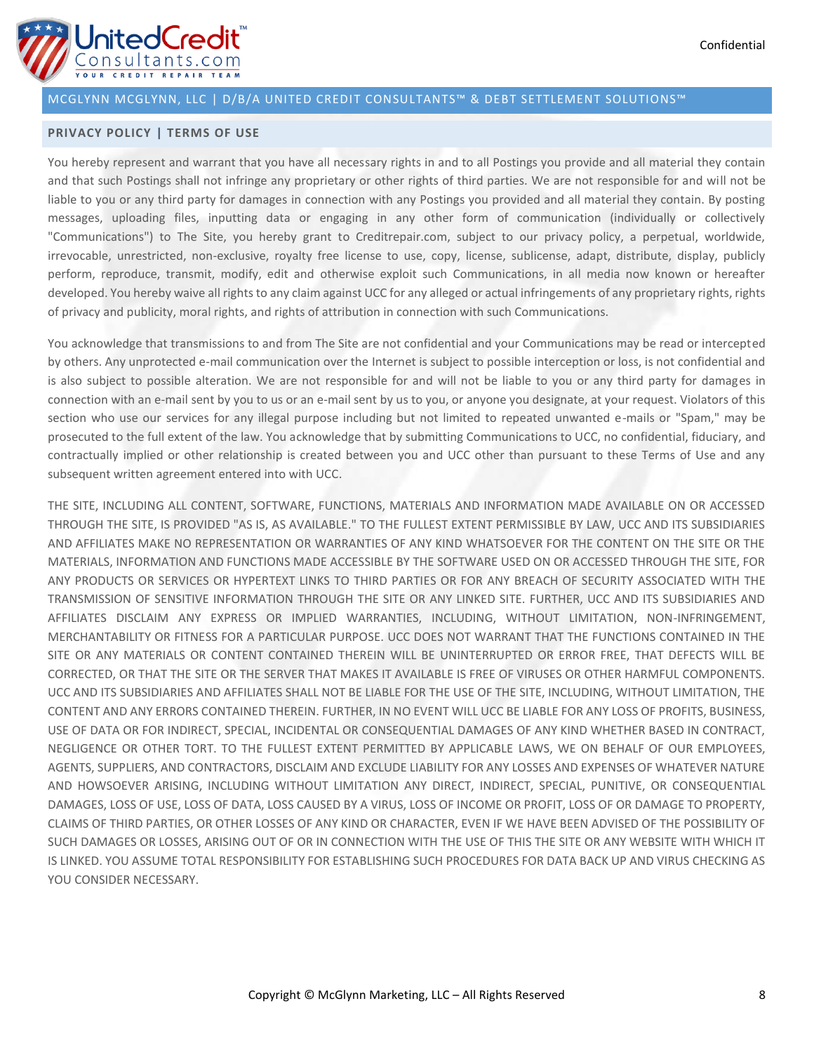## PRIVACY POLICY | TERMS OF USE

You hereby represent and warrant that you have all necessary rights in and to all Postings you provide and all material they contain and that such Postings shall not infringe any proprietary or other rights of third parties. We are not responsible for and will not be liable to you or any third party for damages in connection with any Postings you provided and all material they contain. By posting messages, uploading files, inputting data or engaging in any other form of communication (individually or collectively "Communications") to The Site, you hereby grant to Creditrepair.com, subject to our privacy policy, a perpetual, worldwide, irrevocable, unrestricted, non-exclusive, royalty free license to use, copy, license, sublicense, adapt, distribute, display, publicly perform, reproduce, transmit, modify, edit and otherwise exploit such Communications, in all media now known or hereafter developed. You hereby waive all rights to any claim against UCC for any alleged or actual infringements of any proprietary rights, rights of privacy and publicity, moral rights, and rights of attribution in connection with such Communications.

You acknowledge that transmissions to and from The Site are not confidential and your Communications may be read or intercepted by others. Any unprotected e-mail communication over the Internet is subject to possible interception or loss, is not confidential and is also subject to possible alteration. We are not responsible for and will not be liable to you or any third party for damages in connection with an e-mail sent by you to us or an e-mail sent by us to you, or anyone you designate, at your request. Violators of this section who use our services for any illegal purpose including but not limited to repeated unwanted e-mails or "Spam," may be prosecuted to the full extent of the law. You acknowledge that by submitting Communications to UCC, no confidential, fiduciary, and contractually implied or other relationship is created between you and UCC other than pursuant to these Terms of Use and any subsequent written agreement entered into with UCC.

THE SITE, INCLUDING ALL CONTENT, SOFTWARE, FUNCTIONS, MATERIALS AND INFORMATION MADE AVAILABLE ON OR ACCESSED THROUGH THE SITE, IS PROVIDED "AS IS, AS AVAILABLE." TO THE FULLEST EXTENT PERMISSIBLE BY LAW, UCC AND ITS SUBSIDIARIES AND AFFILIATES MAKE NO REPRESENTATION OR WARRANTIES OF ANY KIND WHATSOEVER FOR THE CONTENT ON THE SITE OR THE MATERIALS, INFORMATION AND FUNCTIONS MADE ACCESSIBLE BY THE SOFTWARE USED ON OR ACCESSED THROUGH THE SITE, FOR ANY PRODUCTS OR SERVICES OR HYPERTEXT LINKS TO THIRD PARTIES OR FOR ANY BREACH OF SECURITY ASSOCIATED WITH THE TRANSMISSION OF SENSITIVE INFORMATION THROUGH THE SITE OR ANY LINKED SITE. FURTHER, UCC AND ITS SUBSIDIARIES AND AFFILIATES DISCLAIM ANY EXPRESS OR IMPLIED WARRANTIES, INCLUDING, WITHOUT LIMITATION, NON-INFRINGEMENT, MERCHANTABILITY OR FITNESS FOR A PARTICULAR PURPOSE. UCC DOES NOT WARRANT THAT THE FUNCTIONS CONTAINED IN THE SITE OR ANY MATERIALS OR CONTENT CONTAINED THEREIN WILL BE UNINTERRUPTED OR ERROR FREE, THAT DEFECTS WILL BE CORRECTED, OR THAT THE SITE OR THE SERVER THAT MAKES IT AVAILABLE IS FREE OF VIRUSES OR OTHER HARMFUL COMPONENTS. UCC AND ITS SUBSIDIARIES AND AFFILIATES SHALL NOT BE LIABLE FOR THE USE OF THE SITE, INCLUDING, WITHOUT LIMITATION, THE CONTENT AND ANY ERRORS CONTAINED THEREIN. FURTHER, IN NO EVENT WILL UCC BE LIABLE FOR ANY LOSS OF PROFITS, BUSINESS, USE OF DATA OR FOR INDIRECT, SPECIAL, INCIDENTAL OR CONSEQUENTIAL DAMAGES OF ANY KIND WHETHER BASED IN CONTRACT, NEGLIGENCE OR OTHER TORT. TO THE FULLEST EXTENT PERMITTED BY APPLICABLE LAWS, WE ON BEHALF OF OUR EMPLOYEES, AGENTS, SUPPLIERS, AND CONTRACTORS, DISCLAIM AND EXCLUDE LIABILITY FOR ANY LOSSES AND EXPENSES OF WHATEVER NATURE AND HOWSOEVER ARISING, INCLUDING WITHOUT LIMITATION ANY DIRECT, INDIRECT, SPECIAL, PUNITIVE, OR CONSEQUENTIAL DAMAGES, LOSS OF USE, LOSS OF DATA, LOSS CAUSED BY A VIRUS, LOSS OF INCOME OR PROFIT, LOSS OF OR DAMAGE TO PROPERTY, CLAIMS OF THIRD PARTIES, OR OTHER LOSSES OF ANY KIND OR CHARACTER, EVEN IF WE HAVE BEEN ADVISED OF THE POSSIBILITY OF SUCH DAMAGES OR LOSSES, ARISING OUT OF OR IN CONNECTION WITH THE USE OF THIS THE SITE OR ANY WEBSITE WITH WHICH IT IS LINKED. YOU ASSUME TOTAL RESPONSIBILITY FOR ESTABLISHING SUCH PROCEDURES FOR DATA BACK UP AND VIRUS CHECKING AS YOU CONSIDER NECESSARY.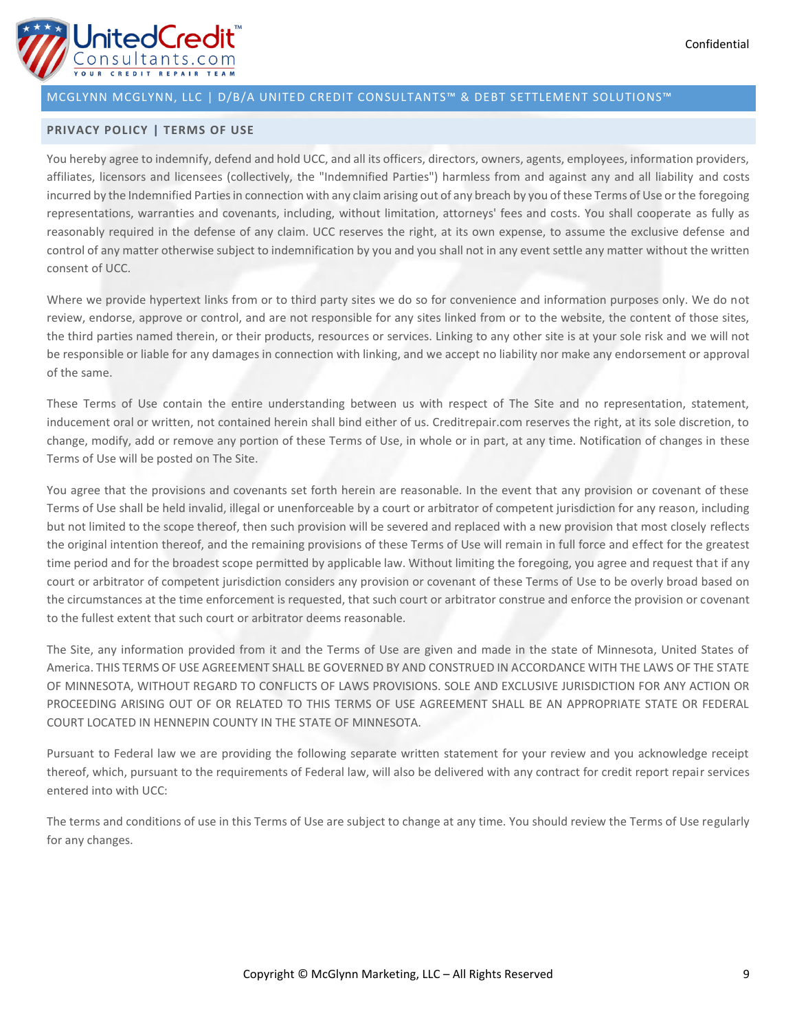You hereby agree to indemnify, defend and hold UCC, and all its officers, directors, owners, agents, employees, information providers, affiliates, licensors and licensees (collectively, the "Indemnified Parties") harmless from and against any and all liability and costs incurred by the Indemnified Parties in connection with any claim arising out of any breach by you of these Terms of Use or the foregoing representations, warranties and covenants, including, without limitation, attorneys' fees and costs. You shall cooperate as fully as reasonably required in the defense of any claim. UCC reserves the right, at its own expense, to assume the exclusive defense and control of any matter otherwise subject to indemnification by you and you shall not in any event settle any matter without the written consent of UCC.

Where we provide hypertext links from or to third party sites we do so for convenience and information purposes only. We do not review, endorse, approve or control, and are not responsible for any sites linked from or to the website, the content of those sites, the third parties named therein, or their products, resources or services. Linking to any other site is at your sole risk and we will not be responsible or liable for any damages in connection with linking, and we accept no liability nor make any endorsement or approval of the same.

These Terms of Use contain the entire understanding between us with respect of The Site and no representation, statement, inducement oral or written, not contained herein shall bind either of us. Creditrepair.com reserves the right, at its sole discretion, to change, modify, add or remove any portion of these Terms of Use, in whole or in part, at any time. Notification of changes in these Terms of Use will be posted on The Site.

You agree that the provisions and covenants set forth herein are reasonable. In the event that any provision or covenant of these Terms of Use shall be held invalid, illegal or unenforceable by a court or arbitrator of competent jurisdiction for any reason, including but not limited to the scope thereof, then such provision will be severed and replaced with a new provision that most closely reflects the original intention thereof, and the remaining provisions of these Terms of Use will remain in full force and effect for the greatest time period and for the broadest scope permitted by applicable law. Without limiting the foregoing, you agree and request that if any court or arbitrator of competent jurisdiction considers any provision or covenant of these Terms of Use to be overly broad based on the circumstances at the time enforcement is requested, that such court or arbitrator construe and enforce the provision or covenant to the fullest extent that such court or arbitrator deems reasonable.

The Site, any information provided from it and the Terms of Use are given and made in the state of Minnesota, United States of America. THIS TERMS OF USE AGREEMENT SHALL BE GOVERNED BY AND CONSTRUED IN ACCORDANCE WITH THE LAWS OF THE STATE OF MINNESOTA, WITHOUT REGARD TO CONFLICTS OF LAWS PROVISIONS. SOLE AND EXCLUSIVE JURISDICTION FOR ANY ACTION OR PROCEEDING ARISING OUT OF OR RELATED TO THIS TERMS OF USE AGREEMENT SHALL BE AN APPROPRIATE STATE OR FEDERAL COURT LOCATED IN HENNEPIN COUNTY IN THE STATE OF MINNESOTA.

Pursuant to Federal law we are providing the following separate written statement for your review and you acknowledge receipt thereof, which, pursuant to the requirements of Federal law, will also be delivered with any contract for credit report repair services entered into with UCC:

The terms and conditions of use in this Terms of Use are subject to change at any time. You should review the Terms of Use regularly for any changes.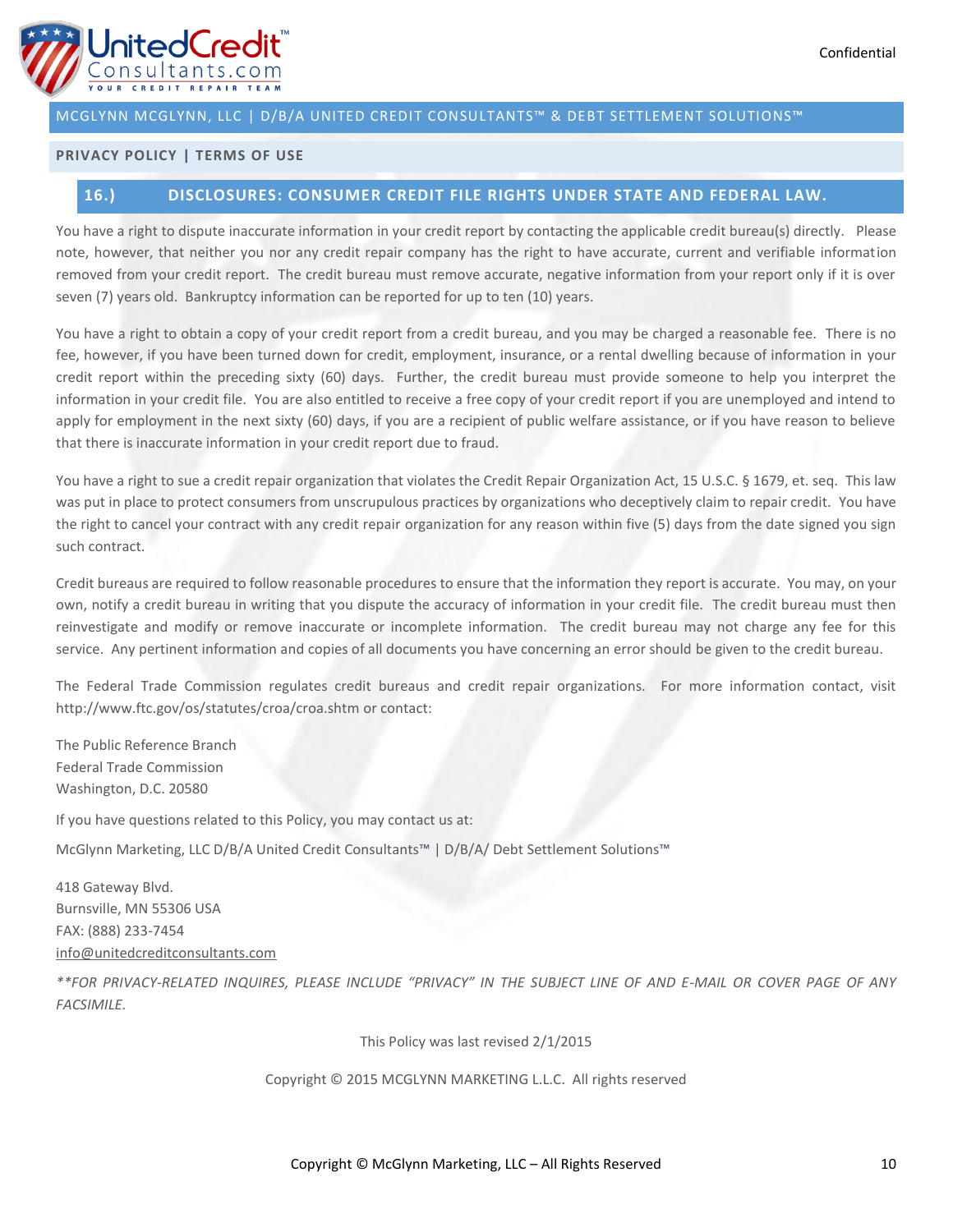## 16.) DISCLOSURES: CONSUMER CREDIT FILE RIGHTS UNDER STATE AND FEDERAL LAW.

You have a right to dispute inaccurate information in your credit report by contacting the applicable credit bureau(s) directly. Please note, however, that neither you nor any credit repair company has the right to have accurate, current and verifiable information removed from your credit report. The credit bureau must remove accurate, negative information from your report only if it is over seven (7) years old. Bankruptcy information can be reported for up to ten (10) years.

You have a right to obtain a copy of your credit report from a credit bureau, and you may be charged a reasonable fee. There is no fee, however, if you have been turned down for credit, employment, insurance, or a rental dwelling because of information in your credit report within the preceding sixty (60) days. Further, the credit bureau must provide someone to help you interpret the information in your credit file. You are also entitled to receive a free copy of your credit report if you are unemployed and intend to apply for employment in the next sixty (60) days, if you are a recipient of public welfare assistance, or if you have reason to believe that there is inaccurate information in your credit report due to fraud.

You have a right to sue a credit repair organization that violates the Credit Repair Organization Act, 15 U.S.C. § 1679, et. seq. This law was put in place to protect consumers from unscrupulous practices by organizations who deceptively claim to repair credit. You have the right to cancel your contract with any credit repair organization for any reason within five (5) days from the date signed you sign such contract.

Credit bureaus are required to follow reasonable procedures to ensure that the information they report is accurate. You may, on your own, notify a credit bureau in writing that you dispute the accuracy of information in your credit file. The credit bureau must then reinvestigate and modify or remove inaccurate or incomplete information. The credit bureau may not charge any fee for this service. Any pertinent information and copies of all documents you have concerning an error should be given to the credit bureau.

The Federal Trade Commission regulates credit bureaus and credit repair organizations. For more information contact, visit http://www.ftc.gov/os/statutes/croa/croa.shtm or contact:

The Public Reference Branch
Federal Trade Commission
Washington, D.C. 20580

If you have questions related to this Policy, you may contact us at:

McGlynn Marketing, LLC D/B/A United Credit Consultants™ | D/B/A/ Debt Settlement Solutions™

418 Gateway Blvd.
Burnsville, MN 55306 USA
FAX: (888) 233-7454
info@unitedcreditconsultants.com

*\*\*FOR PRIVACY-RELATED INQUIRES, PLEASE INCLUDE "PRIVACY" IN THE SUBJECT LINE OF AND E-MAIL OR COVER PAGE OF ANY FACSIMILE.*

This Policy was last revised 2/1/2015

Copyright © 2015 MCGLYNN MARKETING L.L.C. All rights reserved